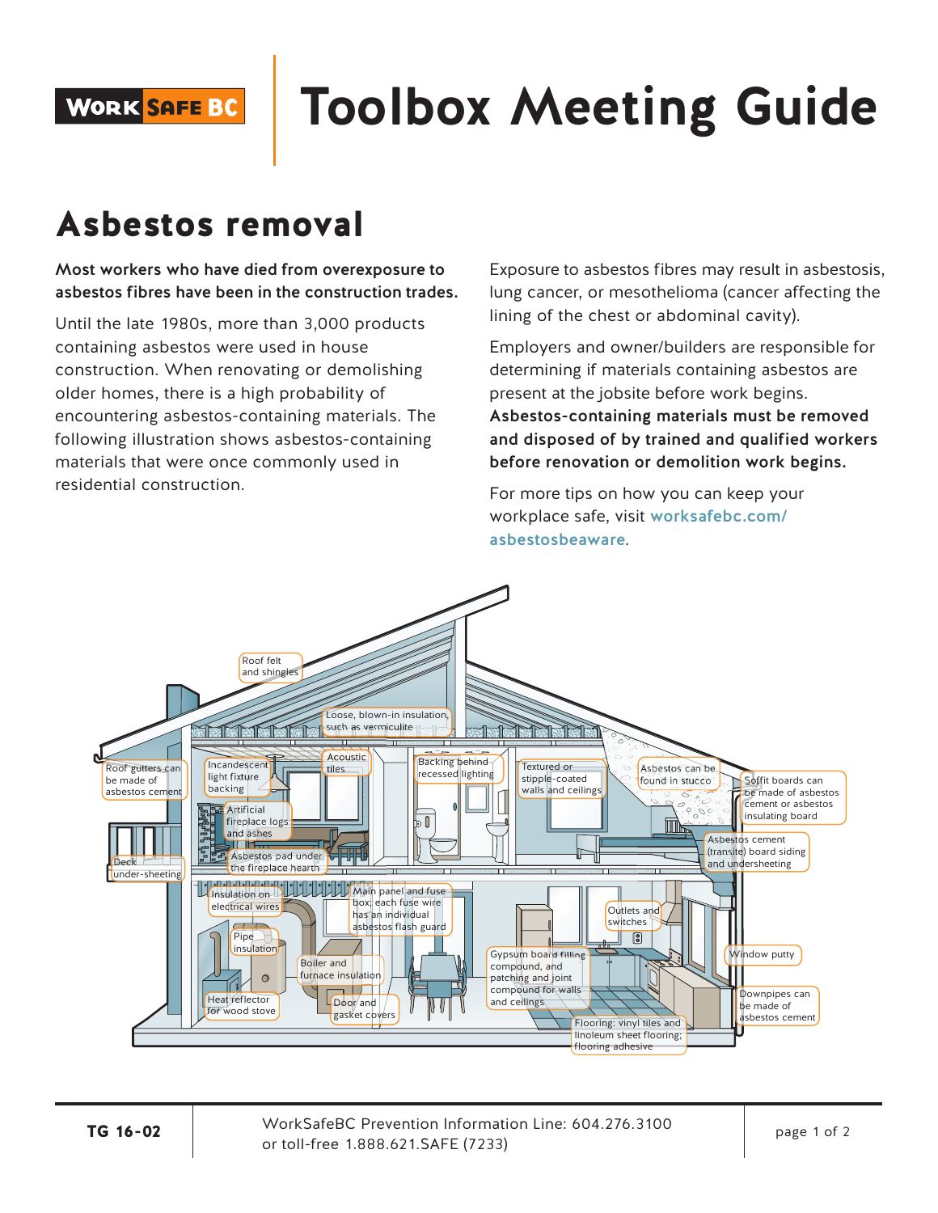# Toolbox Meeting Guide

## Asbestos removal

**Most workers who have died from overexposure to asbestos fibres have been in the construction trades.**

Until the late 1980s, more than 3,000 products containing asbestos were used in house construction. When renovating or demolishing older homes, there is a high probability of encountering asbestos-containing materials. The following illustration shows asbestos-containing materials that were once commonly used in residential construction.

Exposure to asbestos fibres may result in asbestosis, lung cancer, or mesothelioma (cancer affecting the lining of the chest or abdominal cavity).

Employers and owner/builders are responsible for determining if materials containing asbestos are present at the jobsite before work begins. **Asbestos-containing materials must be removed and disposed of by trained and qualified workers before renovation or demolition work begins.**

For more tips on how you can keep your workplace safe, visit **worksafebc.com/asbestosbeaware**.

- Roof felt and shingles
- Loose, blown-in insulation, such as vermiculite
- Roof gutters can be made of asbestos cement
- Incandescent light fixture backing
- Acoustic tiles
- Backing behind recessed lighting
- Textured or stipple-coated walls and ceilings
- Asbestos can be found in stucco
- Soffit boards can be made of asbestos cement or asbestos insulating board
- Artificial fireplace logs and ashes
- Asbestos pad under the fireplace hearth
- Deck under-sheeting
- Asbestos cement (transite) board siding and undersheeting
- Insulation on electrical wires
- Main panel and fuse box; each fuse wire has an individual asbestos flash guard
- Outlets and switches
- Pipe insulation
- Boiler and furnace insulation
- Gypsum board filling compound, and patching and joint compound for walls and ceilings
- Window putty
- Heat reflector for wood stove
- Door and gasket covers
- Downpipes can be made of asbestos cement
- Flooring: vinyl tiles and linoleum sheet flooring; flooring adhesive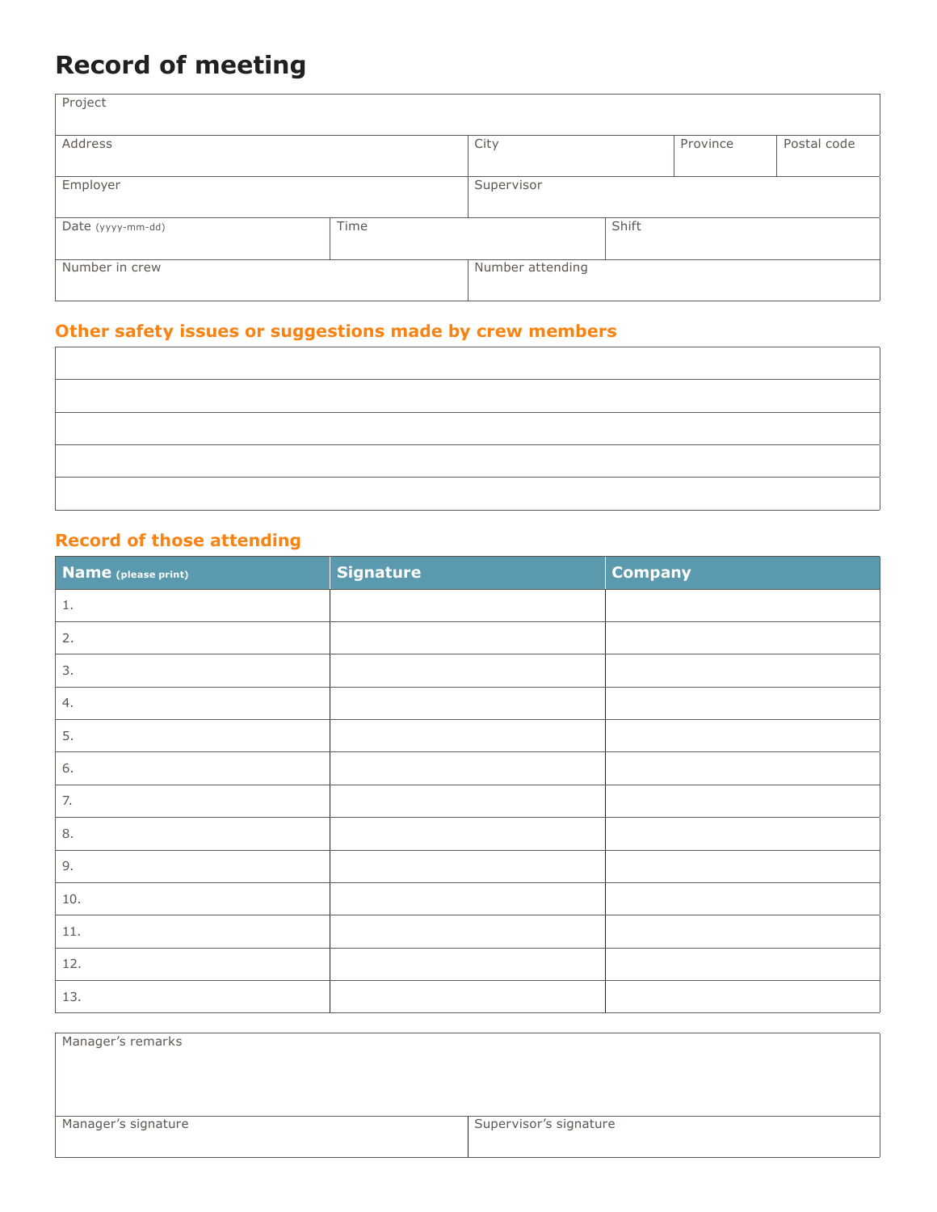# Record of meeting

| Project | | | |
|---|---|---|---|
| Address | City | Province | Postal code |
| Employer | Supervisor | | |

| Date (yyyy-mm-dd) | Time | Shift |
|---|---|---|

| Number in crew | Number attending |
|---|---|

## Other safety issues or suggestions made by crew members

| |
|---|
| |
| |
| |
| |
| |

## Record of those attending

| Name (please print) | Signature | Company |
|---|---|---|
| 1. | | |
| 2. | | |
| 3. | | |
| 4. | | |
| 5. | | |
| 6. | | |
| 7. | | |
| 8. | | |
| 9. | | |
| 10. | | |
| 11. | | |
| 12. | | |
| 13. | | |

| Manager's remarks | |
|---|---|
| Manager's signature | Supervisor's signature |